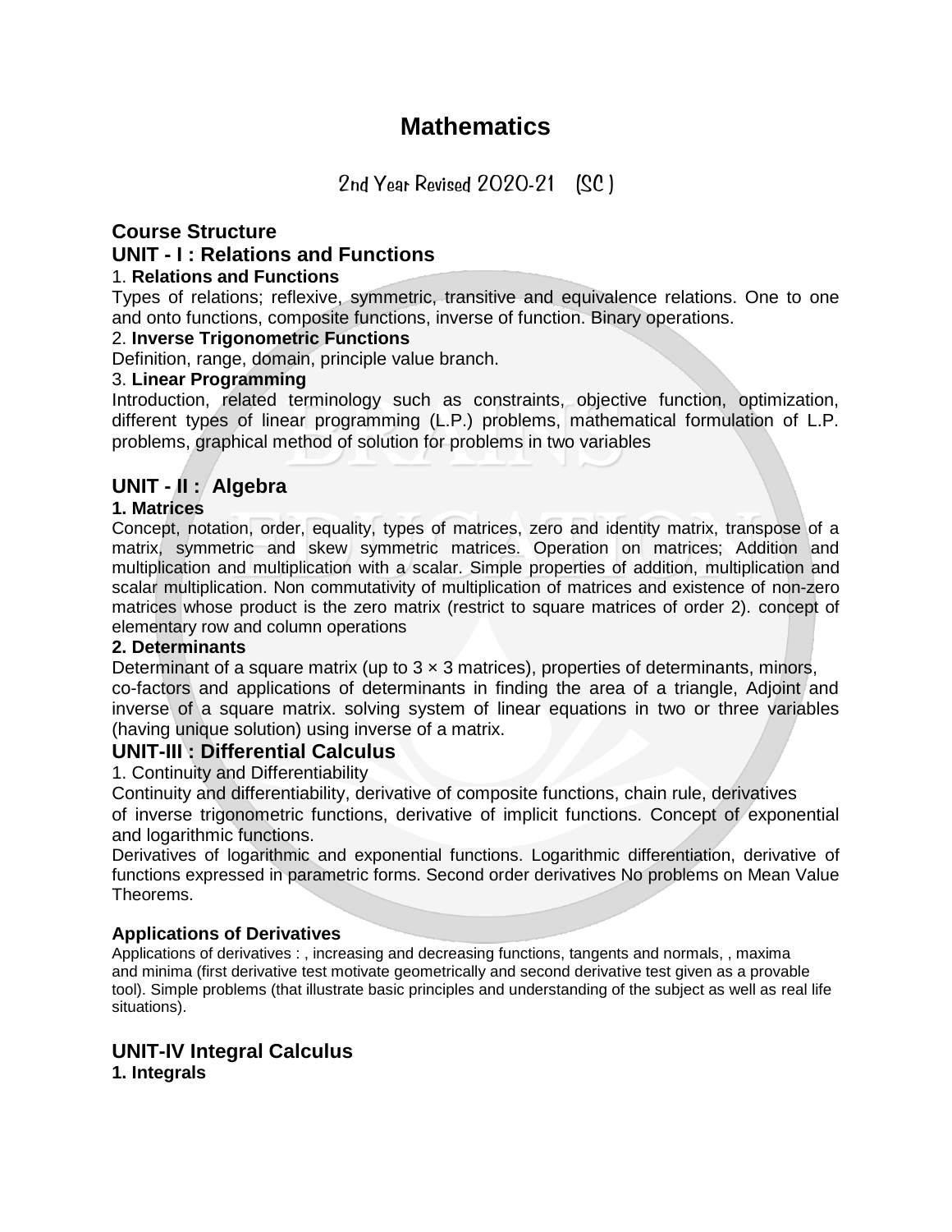# Mathematics

2nd Year Revised 2020-21 (SC )

## Course Structure

## UNIT - I : Relations and Functions

1. **Relations and Functions**

Types of relations; reflexive, symmetric, transitive and equivalence relations. One to one and onto functions, composite functions, inverse of function. Binary operations.

2. **Inverse Trigonometric Functions**

Definition, range, domain, principle value branch.

3. **Linear Programming**

Introduction, related terminology such as constraints, objective function, optimization, different types of linear programming (L.P.) problems, mathematical formulation of L.P. problems, graphical method of solution for problems in two variables

## UNIT - II : Algebra

**1. Matrices**

Concept, notation, order, equality, types of matrices, zero and identity matrix, transpose of a matrix, symmetric and skew symmetric matrices. Operation on matrices; Addition and multiplication and multiplication with a scalar. Simple properties of addition, multiplication and scalar multiplication. Non commutativity of multiplication of matrices and existence of non-zero matrices whose product is the zero matrix (restrict to square matrices of order 2). concept of elementary row and column operations

**2. Determinants**

Determinant of a square matrix (up to $3 \times 3$ matrices), properties of determinants, minors, co-factors and applications of determinants in finding the area of a triangle, Adjoint and inverse of a square matrix. solving system of linear equations in two or three variables (having unique solution) using inverse of a matrix.

## UNIT-III : Differential Calculus

1. Continuity and Differentiability

Continuity and differentiability, derivative of composite functions, chain rule, derivatives of inverse trigonometric functions, derivative of implicit functions. Concept of exponential and logarithmic functions.

Derivatives of logarithmic and exponential functions. Logarithmic differentiation, derivative of functions expressed in parametric forms. Second order derivatives No problems on Mean Value Theorems.

**Applications of Derivatives**

Applications of derivatives : , increasing and decreasing functions, tangents and normals, , maxima and minima (first derivative test motivate geometrically and second derivative test given as a provable tool). Simple problems (that illustrate basic principles and understanding of the subject as well as real life situations).

## UNIT-IV Integral Calculus

**1. Integrals**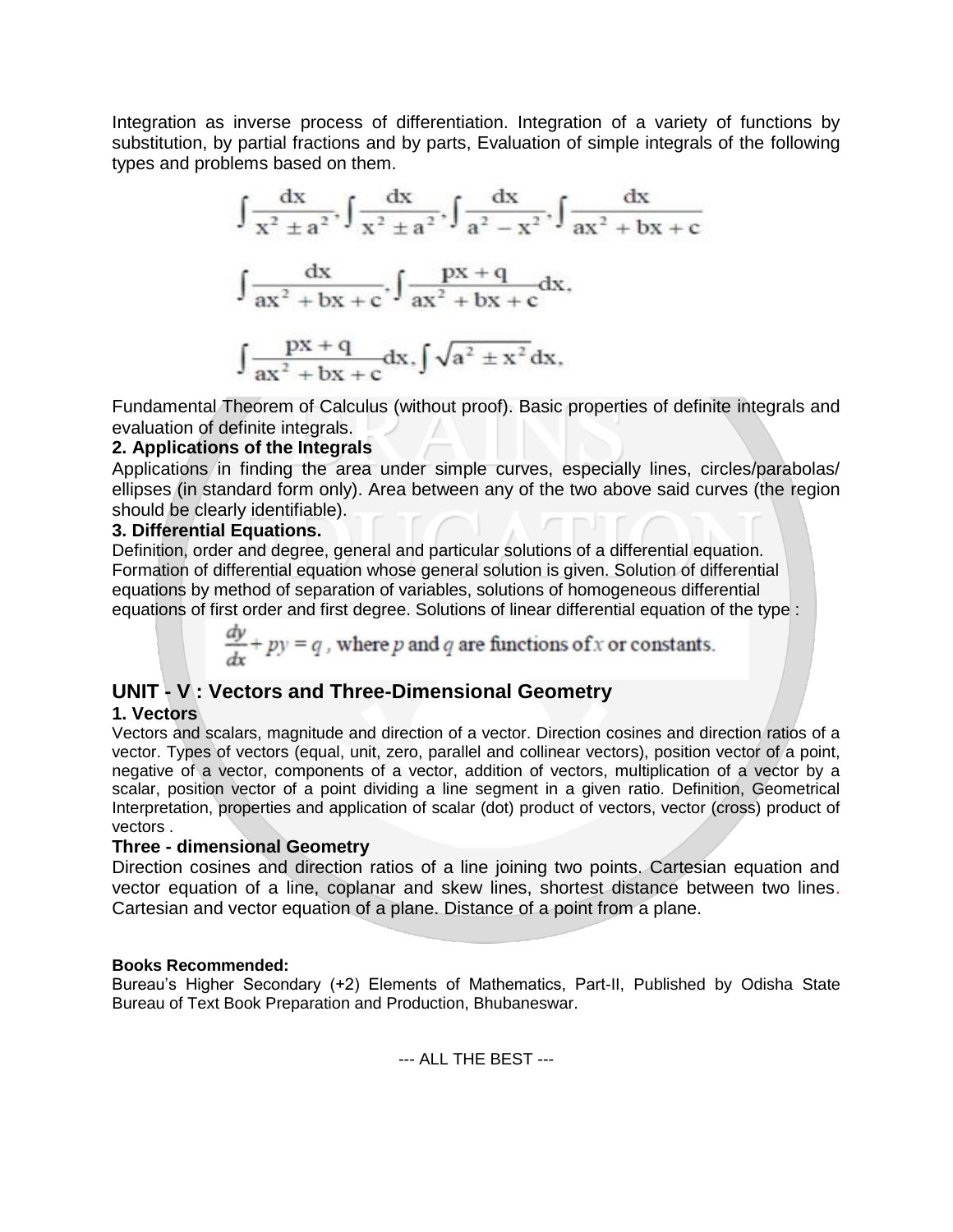Integration as inverse process of differentiation. Integration of a variety of functions by substitution, by partial fractions and by parts, Evaluation of simple integrals of the following types and problems based on them.

$$\int \frac{dx}{x^2 \pm a^2}, \int \frac{dx}{x^2 \pm a^2}, \int \frac{dx}{a^2 - x^2}, \int \frac{dx}{ax^2 + bx + c}$$

$$\int \frac{dx}{ax^2 + bx + c}, \int \frac{px + q}{ax^2 + bx + c} dx,$$

$$\int \frac{px + q}{ax^2 + bx + c} dx, \int \sqrt{a^2 \pm x^2} dx,$$

Fundamental Theorem of Calculus (without proof). Basic properties of definite integrals and evaluation of definite integrals.

**2. Applications of the Integrals**

Applications in finding the area under simple curves, especially lines, circles/parabolas/ ellipses (in standard form only). Area between any of the two above said curves (the region should be clearly identifiable).

**3. Differential Equations.**

Definition, order and degree, general and particular solutions of a differential equation. Formation of differential equation whose general solution is given. Solution of differential equations by method of separation of variables, solutions of homogeneous differential equations of first order and first degree. Solutions of linear differential equation of the type :

$$\frac{dy}{dx} + py = q \text{, where } p \text{ and } q \text{ are functions of } x \text{ or constants.}$$

## UNIT - V : Vectors and Three-Dimensional Geometry

**1. Vectors**

Vectors and scalars, magnitude and direction of a vector. Direction cosines and direction ratios of a vector. Types of vectors (equal, unit, zero, parallel and collinear vectors), position vector of a point, negative of a vector, components of a vector, addition of vectors, multiplication of a vector by a scalar, position vector of a point dividing a line segment in a given ratio. Definition, Geometrical Interpretation, properties and application of scalar (dot) product of vectors, vector (cross) product of vectors .

**Three - dimensional Geometry**

Direction cosines and direction ratios of a line joining two points. Cartesian equation and vector equation of a line, coplanar and skew lines, shortest distance between two lines. Cartesian and vector equation of a plane. Distance of a point from a plane.

**Books Recommended:**

Bureau's Higher Secondary (+2) Elements of Mathematics, Part-II, Published by Odisha State Bureau of Text Book Preparation and Production, Bhubaneswar.

--- ALL THE BEST ---